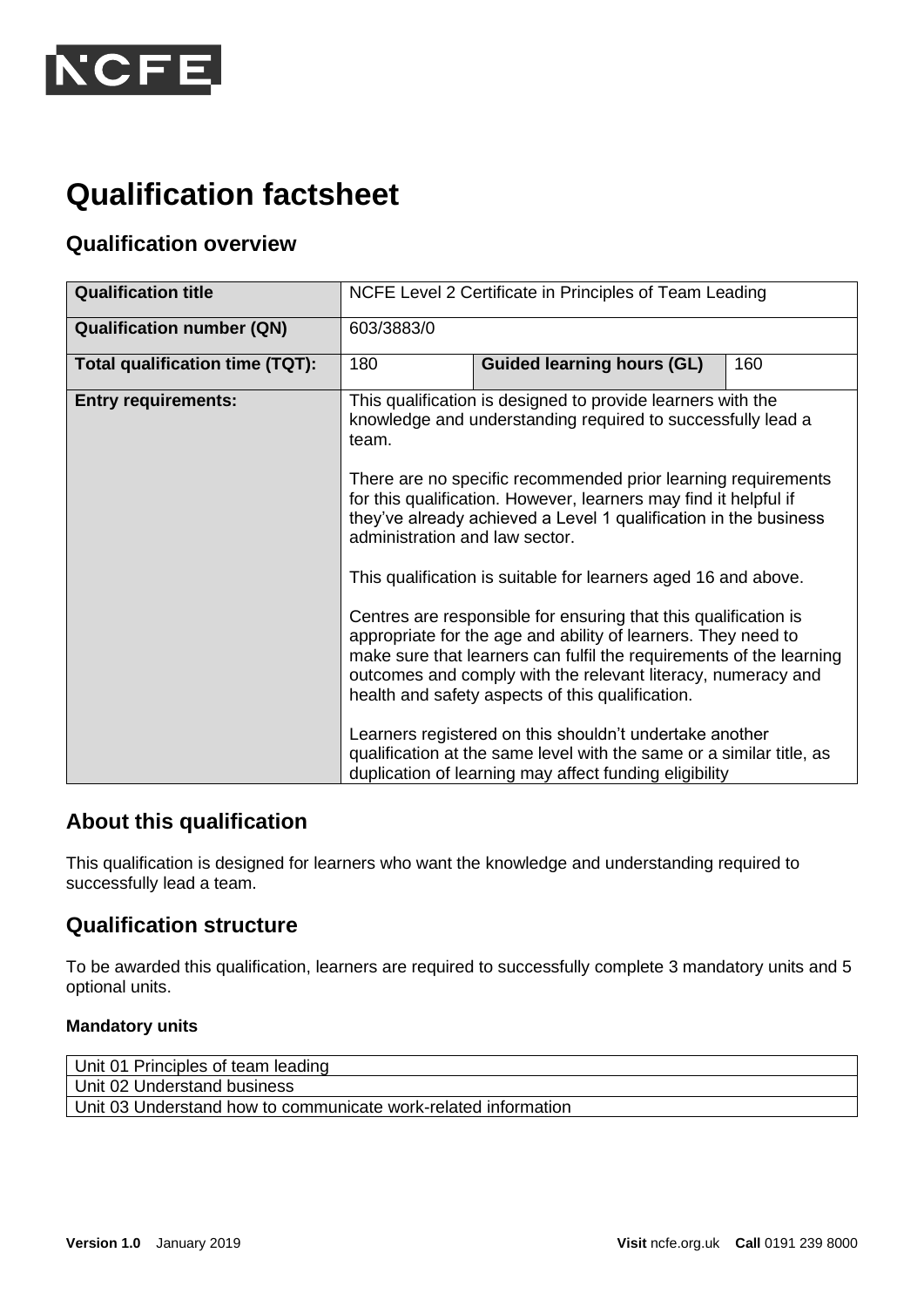# Qualification factsheet

## Qualification overview

| **Qualification title** | NCFE Level 2 Certificate in Principles of Team Leading | | |
|---|---|---|---|
| **Qualification number (QN)** | 603/3883/0 | | |
| **Total qualification time (TQT):** | 180 | **Guided learning hours (GL)** | 160 |
| **Entry requirements:** | This qualification is designed to provide learners with the knowledge and understanding required to successfully lead a team.<br><br>There are no specific recommended prior learning requirements for this qualification. However, learners may find it helpful if they've already achieved a Level 1 qualification in the business administration and law sector.<br><br>This qualification is suitable for learners aged 16 and above.<br><br>Centres are responsible for ensuring that this qualification is appropriate for the age and ability of learners. They need to make sure that learners can fulfil the requirements of the learning outcomes and comply with the relevant literacy, numeracy and health and safety aspects of this qualification.<br><br>Learners registered on this shouldn't undertake another qualification at the same level with the same or a similar title, as duplication of learning may affect funding eligibility | | |

## About this qualification

This qualification is designed for learners who want the knowledge and understanding required to successfully lead a team.

## Qualification structure

To be awarded this qualification, learners are required to successfully complete 3 mandatory units and 5 optional units.

#### Mandatory units

| |
|---|
| Unit 01 Principles of team leading |
| Unit 02 Understand business |
| Unit 03 Understand how to communicate work-related information |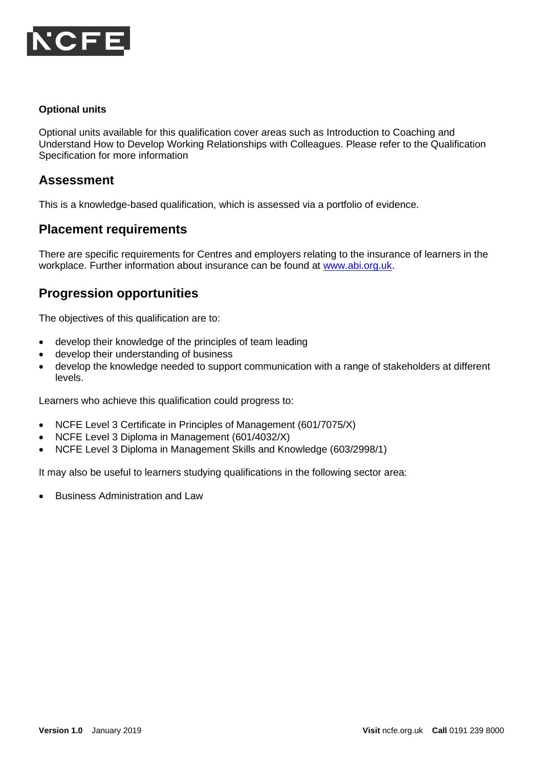**Optional units**

Optional units available for this qualification cover areas such as Introduction to Coaching and Understand How to Develop Working Relationships with Colleagues. Please refer to the Qualification Specification for more information

## Assessment

This is a knowledge-based qualification, which is assessed via a portfolio of evidence.

## Placement requirements

There are specific requirements for Centres and employers relating to the insurance of learners in the workplace. Further information about insurance can be found at [www.abi.org.uk](http://www.abi.org.uk).

## Progression opportunities

The objectives of this qualification are to:

- develop their knowledge of the principles of team leading
- develop their understanding of business
- develop the knowledge needed to support communication with a range of stakeholders at different levels.

Learners who achieve this qualification could progress to:

- NCFE Level 3 Certificate in Principles of Management (601/7075/X)
- NCFE Level 3 Diploma in Management (601/4032/X)
- NCFE Level 3 Diploma in Management Skills and Knowledge (603/2998/1)

It may also be useful to learners studying qualifications in the following sector area:

- Business Administration and Law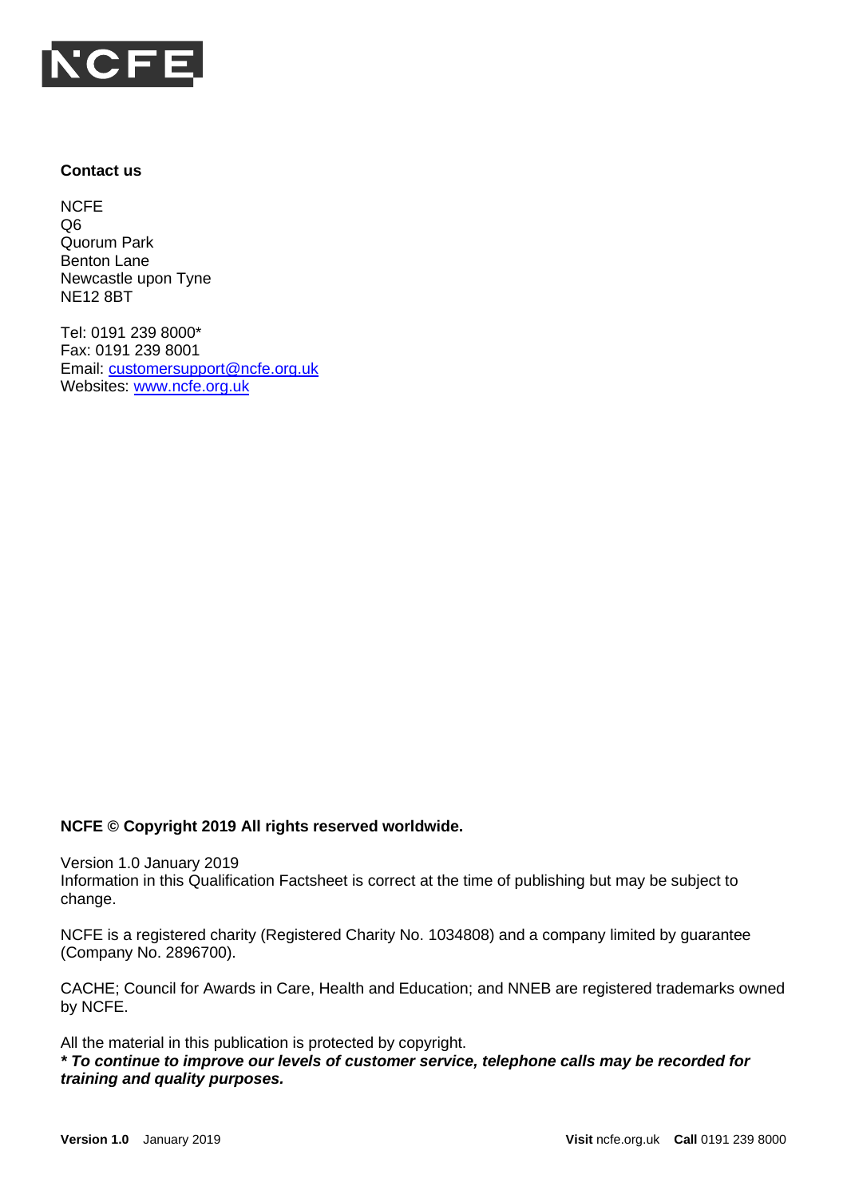**Contact us**

NCFE
Q6
Quorum Park
Benton Lane
Newcastle upon Tyne
NE12 8BT

Tel: 0191 239 8000*
Fax: 0191 239 8001
Email: customersupport@ncfe.org.uk
Websites: www.ncfe.org.uk

**NCFE © Copyright 2019 All rights reserved worldwide.**

Version 1.0 January 2019
Information in this Qualification Factsheet is correct at the time of publishing but may be subject to change.

NCFE is a registered charity (Registered Charity No. 1034808) and a company limited by guarantee (Company No. 2896700).

CACHE; Council for Awards in Care, Health and Education; and NNEB are registered trademarks owned by NCFE.

All the material in this publication is protected by copyright.
***\* To continue to improve our levels of customer service, telephone calls may be recorded for training and quality purposes.***